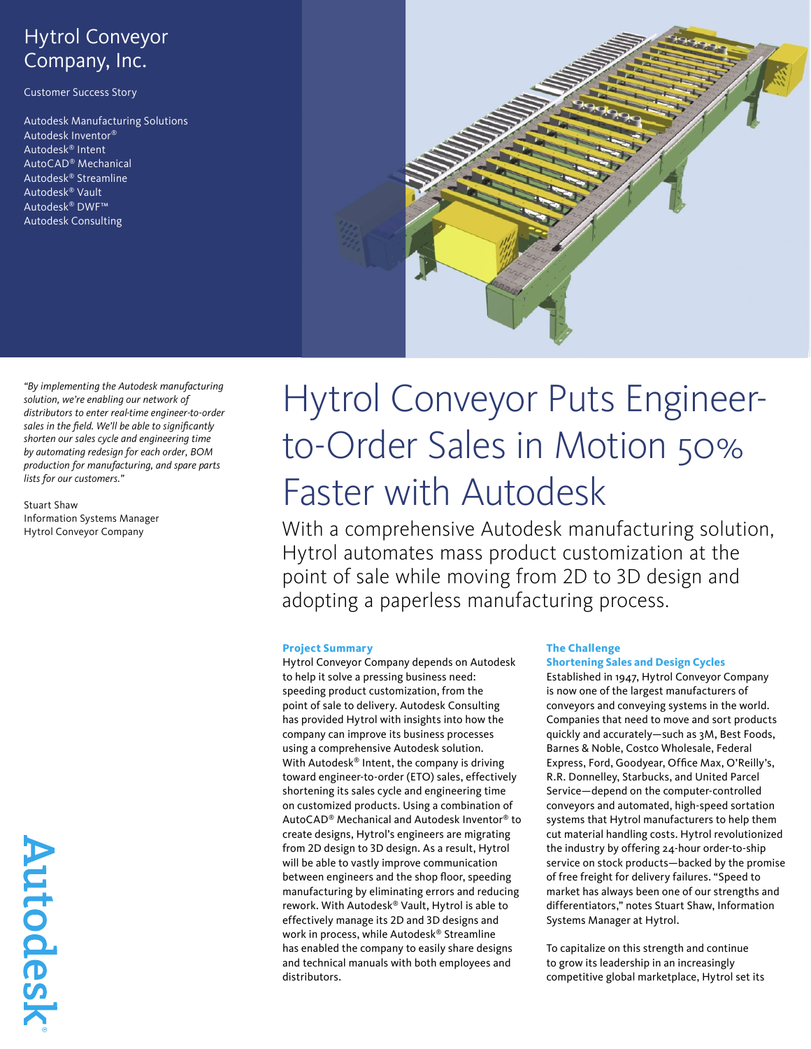# Hytrol Conveyor Company, Inc.

Customer Success Story

Autodesk Manufacturing Solutions
Autodesk Inventor®
Autodesk® Intent
AutoCAD® Mechanical
Autodesk® Streamline
Autodesk® Vault
Autodesk® DWF™
Autodesk Consulting

*"By implementing the Autodesk manufacturing solution, we're enabling our network of distributors to enter real-time engineer-to-order sales in the field. We'll be able to significantly shorten our sales cycle and engineering time by automating redesign for each order, BOM production for manufacturing, and spare parts lists for our customers."*

Stuart Shaw
Information Systems Manager
Hytrol Conveyor Company

# Hytrol Conveyor Puts Engineer-to-Order Sales in Motion 50% Faster with Autodesk

With a comprehensive Autodesk manufacturing solution, Hytrol automates mass product customization at the point of sale while moving from 2D to 3D design and adopting a paperless manufacturing process.

## Project Summary

Hytrol Conveyor Company depends on Autodesk to help it solve a pressing business need: speeding product customization, from the point of sale to delivery. Autodesk Consulting has provided Hytrol with insights into how the company can improve its business processes using a comprehensive Autodesk solution. With Autodesk® Intent, the company is driving toward engineer-to-order (ETO) sales, effectively shortening its sales cycle and engineering time on customized products. Using a combination of AutoCAD® Mechanical and Autodesk Inventor® to create designs, Hytrol's engineers are migrating from 2D design to 3D design. As a result, Hytrol will be able to vastly improve communication between engineers and the shop floor, speeding manufacturing by eliminating errors and reducing rework. With Autodesk® Vault, Hytrol is able to effectively manage its 2D and 3D designs and work in process, while Autodesk® Streamline has enabled the company to easily share designs and technical manuals with both employees and distributors.

## The Challenge

### Shortening Sales and Design Cycles

Established in 1947, Hytrol Conveyor Company is now one of the largest manufacturers of conveyors and conveying systems in the world. Companies that need to move and sort products quickly and accurately—such as 3M, Best Foods, Barnes & Noble, Costco Wholesale, Federal Express, Ford, Goodyear, Office Max, O'Reilly's, R.R. Donnelley, Starbucks, and United Parcel Service—depend on the computer-controlled conveyors and automated, high-speed sortation systems that Hytrol manufacturers to help them cut material handling costs. Hytrol revolutionized the industry by offering 24-hour order-to-ship service on stock products—backed by the promise of free freight for delivery failures. "Speed to market has always been one of our strengths and differentiators," notes Stuart Shaw, Information Systems Manager at Hytrol.

To capitalize on this strength and continue to grow its leadership in an increasingly competitive global marketplace, Hytrol set its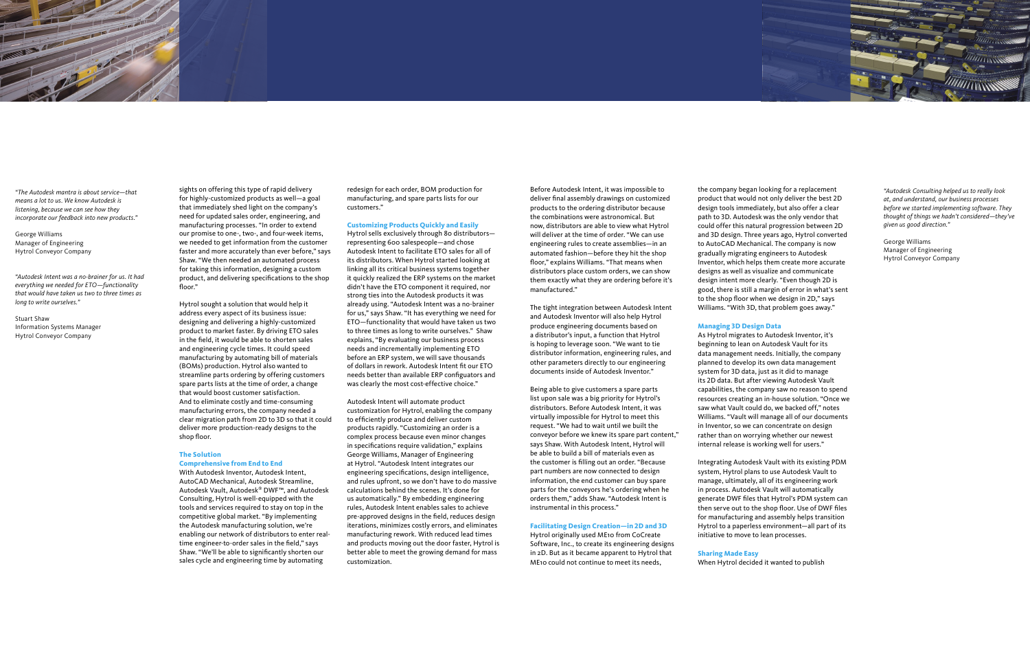*"The Autodesk mantra is about service—that means a lot to us. We know Autodesk is listening, because we can see how they incorporate our feedback into new products."*

George Williams
Manager of Engineering
Hytrol Conveyor Company

*"Autodesk Intent was a no-brainer for us. It had everything we needed for ETO—functionality that would have taken us two to three times as long to write ourselves."*

Stuart Shaw
Information Systems Manager
Hytrol Conveyor Company

sights on offering this type of rapid delivery for highly-customized products as well—a goal that immediately shed light on the company's need for updated sales order, engineering, and manufacturing processes. "In order to extend our promise to one-, two-, and four-week items, we needed to get information from the customer faster and more accurately than ever before," says Shaw. "We then needed an automated process for taking this information, designing a custom product, and delivering specifications to the shop floor."

Hytrol sought a solution that would help it address every aspect of its business issue: designing and delivering a highly-customized product to market faster. By driving ETO sales in the field, it would be able to shorten sales and engineering cycle times. It could speed manufacturing by automating bill of materials (BOMs) production. Hytrol also wanted to streamline parts ordering by offering customers spare parts lists at the time of order, a change that would boost customer satisfaction. And to eliminate costly and time-consuming manufacturing errors, the company needed a clear migration path from 2D to 3D so that it could deliver more production-ready designs to the shop floor.

## The Solution

### Comprehensive from End to End

With Autodesk Inventor, Autodesk Intent, AutoCAD Mechanical, Autodesk Streamline, Autodesk Vault, Autodesk® DWF™, and Autodesk Consulting, Hytrol is well-equipped with the tools and services required to stay on top in the competitive global market. "By implementing the Autodesk manufacturing solution, we're enabling our network of distributors to enter real-time engineer-to-order sales in the field," says Shaw. "We'll be able to significantly shorten our sales cycle and engineering time by automating redesign for each order, BOM production for manufacturing, and spare parts lists for our customers."

### Customizing Products Quickly and Easily

Hytrol sells exclusively through 80 distributors—representing 600 salespeople—and chose Autodesk Intent to facilitate ETO sales for all of its distributors. When Hytrol started looking at linking all its critical business systems together it quickly realized the ERP systems on the market didn't have the ETO component it required, nor strong ties into the Autodesk products it was already using. "Autodesk Intent was a no-brainer for us," says Shaw. "It has everything we need for ETO—functionality that would have taken us two to three times as long to write ourselves." Shaw explains, "By evaluating our business process needs and incrementally implementing ETO before an ERP system, we will save thousands of dollars in rework. Autodesk Intent fit our ETO needs better than available ERP configuators and was clearly the most cost-effective choice."

Autodesk Intent will automate product customization for Hytrol, enabling the company to efficiently produce and deliver custom products rapidly. "Customizing an order is a complex process because even minor changes in specifications require validation," explains George Williams, Manager of Engineering at Hytrol. "Autodesk Intent integrates our engineering specifications, design intelligence, and rules upfront, so we don't have to do massive calculations behind the scenes. It's done for us automatically." By embedding engineering rules, Autodesk Intent enables sales to achieve pre-approved designs in the field, reduces design iterations, minimizes costly errors, and eliminates manufacturing rework. With reduced lead times and products moving out the door faster, Hytrol is better able to meet the growing demand for mass customization.

Before Autodesk Intent, it was impossible to deliver final assembly drawings on customized products to the ordering distributor because the combinations were astronomical. But now, distributors are able to view what Hytrol will deliver at the time of order. "We can use engineering rules to create assemblies—in an automated fashion—before they hit the shop floor," explains Williams. "That means when distributors place custom orders, we can show them exactly what they are ordering before it's manufactured."

The tight integration between Autodesk Intent and Autodesk Inventor will also help Hytrol produce engineering documents based on a distributor's input, a function that Hytrol is hoping to leverage soon. "We want to tie distributor information, engineering rules, and other parameters directly to our engineering documents inside of Autodesk Inventor."

Being able to give customers a spare parts list upon sale was a big priority for Hytrol's distributors. Before Autodesk Intent, it was virtually impossible for Hytrol to meet this request. "We had to wait until we built the conveyor before we knew its spare part content," says Shaw. With Autodesk Intent, Hytrol will be able to build a bill of materials even as the customer is filling out an order. "Because part numbers are now connected to design information, the end customer can buy spare parts for the conveyors he's ordering when he orders them," adds Shaw. "Autodesk Intent is instrumental in this process."

### Facilitating Design Creation—in 2D and 3D

Hytrol originally used ME10 from CoCreate Software, Inc., to create its engineering designs in 2D. But as it became apparent to Hytrol that ME10 could not continue to meet its needs, the company began looking for a replacement product that would not only deliver the best 2D design tools immediately, but also offer a clear path to 3D. Autodesk was the only vendor that could offer this natural progression between 2D and 3D design. Three years ago, Hytrol converted to AutoCAD Mechanical. The company is now gradually migrating engineers to Autodesk Inventor, which helps them create more accurate designs as well as visualize and communicate design intent more clearly. "Even though 2D is good, there is still a margin of error in what's sent to the shop floor when we design in 2D," says Williams. "With 3D, that problem goes away."

### Managing 3D Design Data

As Hytrol migrates to Autodesk Inventor, it's beginning to lean on Autodesk Vault for its data management needs. Initially, the company planned to develop its own data management system for 3D data, just as it did to manage its 2D data. But after viewing Autodesk Vault capabilities, the company saw no reason to spend resources creating an in-house solution. "Once we saw what Vault could do, we backed off," notes Williams. "Vault will manage all of our documents in Inventor, so we can concentrate on design rather than on worrying whether our newest internal release is working well for users."

Integrating Autodesk Vault with its existing PDM system, Hytrol plans to use Autodesk Vault to manage, ultimately, all of its engineering work in process. Autodesk Vault will automatically generate DWF files that Hytrol's PDM system can then serve out to the shop floor. Use of DWF files for manufacturing and assembly helps transition Hytrol to a paperless environment—all part of its initiative to move to lean processes.

### Sharing Made Easy

When Hytrol decided it wanted to publish

*"Autodesk Consulting helped us to really look at, and understand, our business processes before we started implementing software. They thought of things we hadn't considered—they've given us good direction."*

George Williams
Manager of Engineering
Hytrol Conveyor Company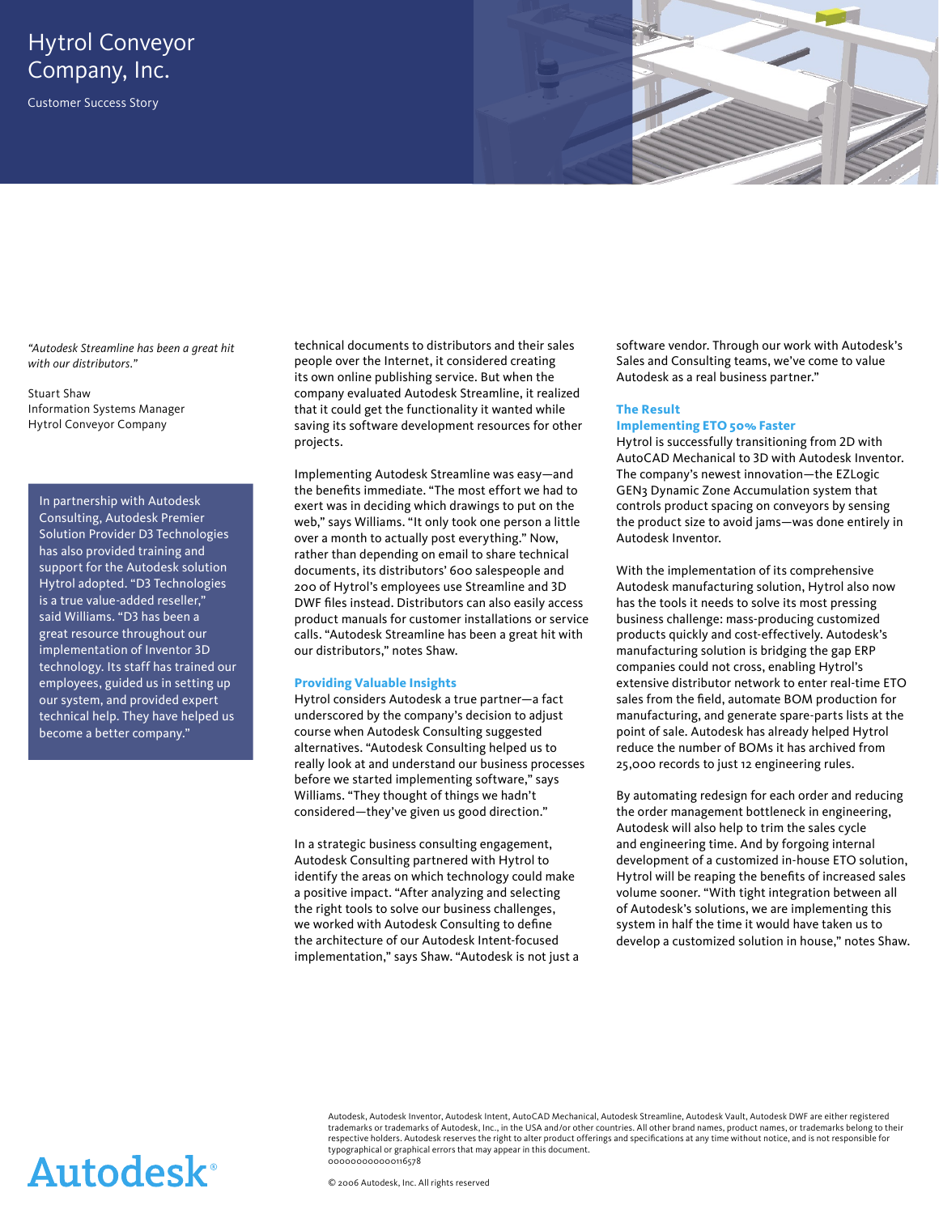# Hytrol Conveyor Company, Inc.

Customer Success Story

*"Autodesk Streamline has been a great hit with our distributors."*

Stuart Shaw
Information Systems Manager
Hytrol Conveyor Company

In partnership with Autodesk Consulting, Autodesk Premier Solution Provider D3 Technologies has also provided training and support for the Autodesk solution Hytrol adopted. "D3 Technologies is a true value-added reseller," said Williams. "D3 has been a great resource throughout our implementation of Inventor 3D technology. Its staff has trained our employees, guided us in setting up our system, and provided expert technical help. They have helped us become a better company."

technical documents to distributors and their sales people over the Internet, it considered creating its own online publishing service. But when the company evaluated Autodesk Streamline, it realized that it could get the functionality it wanted while saving its software development resources for other projects.

Implementing Autodesk Streamline was easy—and the benefits immediate. "The most effort we had to exert was in deciding which drawings to put on the web," says Williams. "It only took one person a little over a month to actually post everything." Now, rather than depending on email to share technical documents, its distributors' 600 salespeople and 200 of Hytrol's employees use Streamline and 3D DWF files instead. Distributors can also easily access product manuals for customer installations or service calls. "Autodesk Streamline has been a great hit with our distributors," notes Shaw.

### Providing Valuable Insights

Hytrol considers Autodesk a true partner—a fact underscored by the company's decision to adjust course when Autodesk Consulting suggested alternatives. "Autodesk Consulting helped us to really look at and understand our business processes before we started implementing software," says Williams. "They thought of things we hadn't considered—they've given us good direction."

In a strategic business consulting engagement, Autodesk Consulting partnered with Hytrol to identify the areas on which technology could make a positive impact. "After analyzing and selecting the right tools to solve our business challenges, we worked with Autodesk Consulting to define the architecture of our Autodesk Intent-focused implementation," says Shaw. "Autodesk is not just a software vendor. Through our work with Autodesk's Sales and Consulting teams, we've come to value Autodesk as a real business partner."

### The Result
### Implementing ETO 50% Faster

Hytrol is successfully transitioning from 2D with AutoCAD Mechanical to 3D with Autodesk Inventor. The company's newest innovation—the EZLogic GEN3 Dynamic Zone Accumulation system that controls product spacing on conveyors by sensing the product size to avoid jams—was done entirely in Autodesk Inventor.

With the implementation of its comprehensive Autodesk manufacturing solution, Hytrol also now has the tools it needs to solve its most pressing business challenge: mass-producing customized products quickly and cost-effectively. Autodesk's manufacturing solution is bridging the gap ERP companies could not cross, enabling Hytrol's extensive distributor network to enter real-time ETO sales from the field, automate BOM production for manufacturing, and generate spare-parts lists at the point of sale. Autodesk has already helped Hytrol reduce the number of BOMs it has archived from 25,000 records to just 12 engineering rules.

By automating redesign for each order and reducing the order management bottleneck in engineering, Autodesk will also help to trim the sales cycle and engineering time. And by forgoing internal development of a customized in-house ETO solution, Hytrol will be reaping the benefits of increased sales volume sooner. "With tight integration between all of Autodesk's solutions, we are implementing this system in half the time it would have taken us to develop a customized solution in house," notes Shaw.

Autodesk

Autodesk, Autodesk Inventor, Autodesk Intent, AutoCAD Mechanical, Autodesk Streamline, Autodesk Vault, Autodesk DWF are either registered trademarks or trademarks of Autodesk, Inc., in the USA and/or other countries. All other brand names, product names, or trademarks belong to their respective holders. Autodesk reserves the right to alter product offerings and specifications at any time without notice, and is not responsible for typographical or graphical errors that may appear in this document.
000000000000116578

© 2006 Autodesk, Inc. All rights reserved